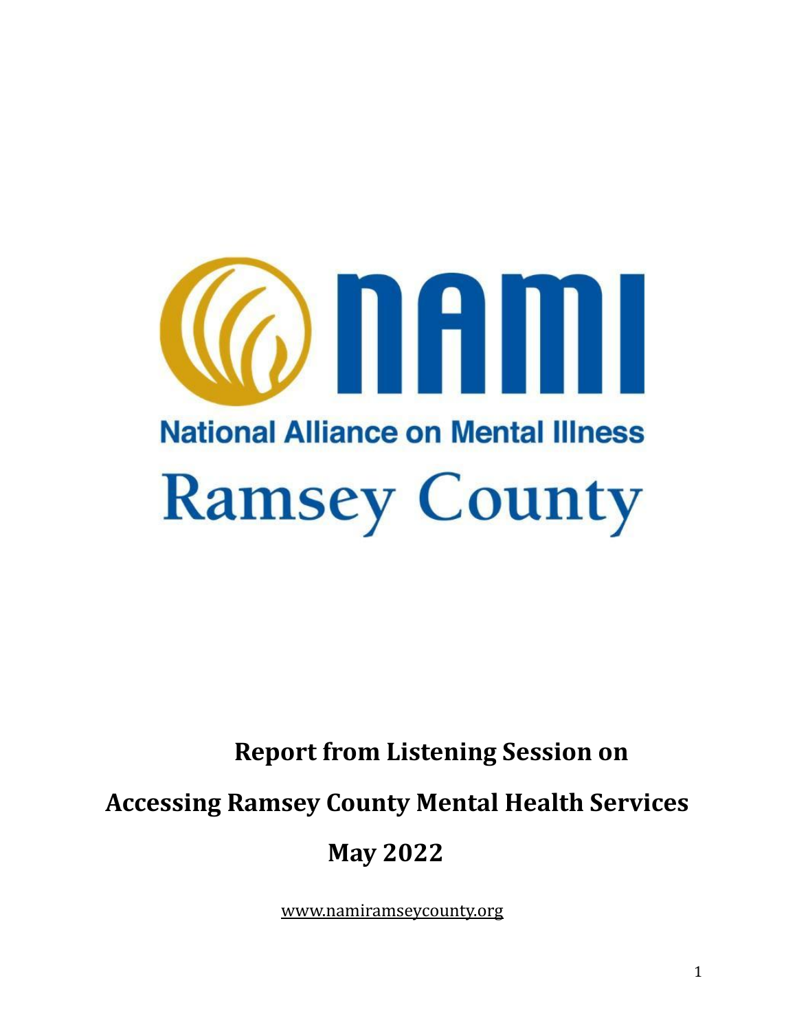NAMI

National Alliance on Mental Illness

Ramsey County

# Report from Listening Session on Accessing Ramsey County Mental Health Services

## May 2022

www.namiramseycounty.org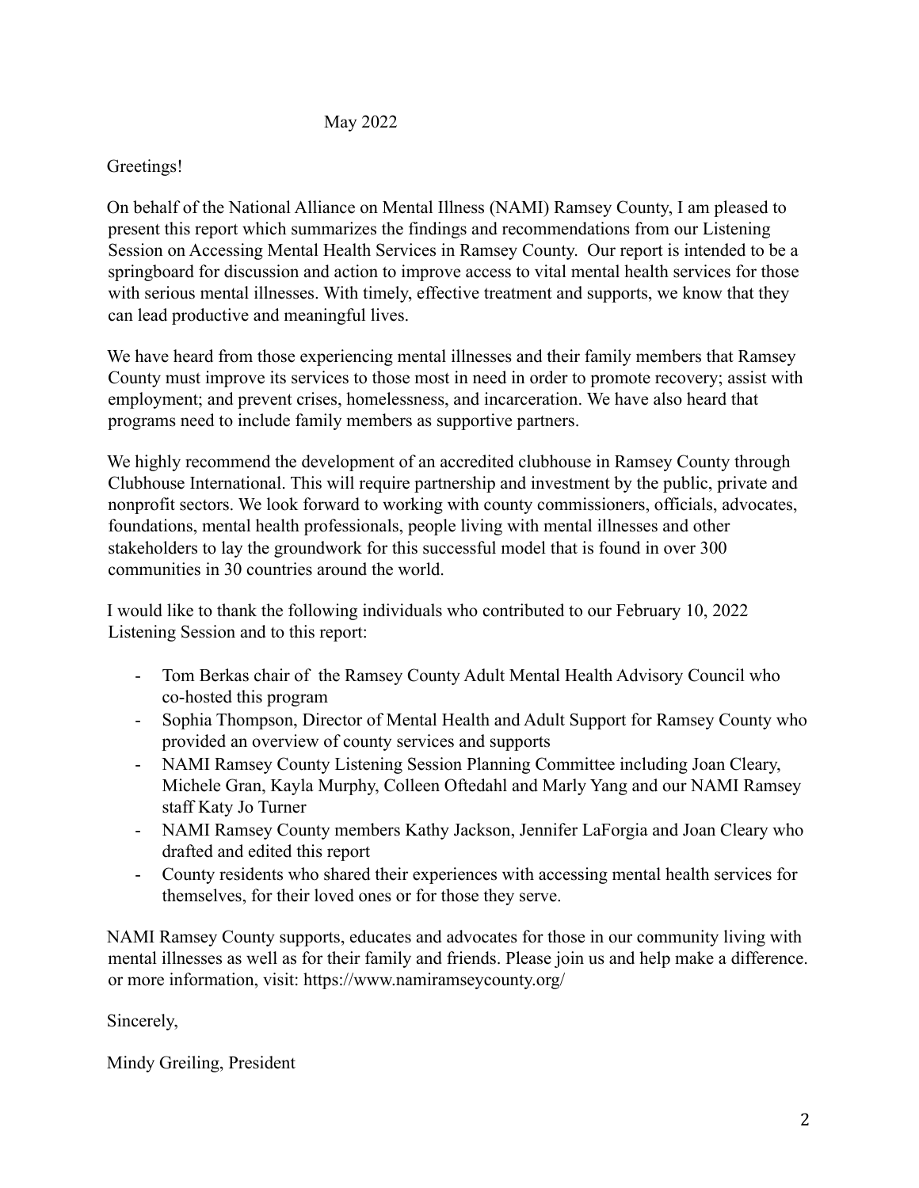May 2022

Greetings!

On behalf of the National Alliance on Mental Illness (NAMI) Ramsey County, I am pleased to present this report which summarizes the findings and recommendations from our Listening Session on Accessing Mental Health Services in Ramsey County. Our report is intended to be a springboard for discussion and action to improve access to vital mental health services for those with serious mental illnesses. With timely, effective treatment and supports, we know that they can lead productive and meaningful lives.

We have heard from those experiencing mental illnesses and their family members that Ramsey County must improve its services to those most in need in order to promote recovery; assist with employment; and prevent crises, homelessness, and incarceration. We have also heard that programs need to include family members as supportive partners.

We highly recommend the development of an accredited clubhouse in Ramsey County through Clubhouse International. This will require partnership and investment by the public, private and nonprofit sectors. We look forward to working with county commissioners, officials, advocates, foundations, mental health professionals, people living with mental illnesses and other stakeholders to lay the groundwork for this successful model that is found in over 300 communities in 30 countries around the world.

I would like to thank the following individuals who contributed to our February 10, 2022 Listening Session and to this report:

- Tom Berkas chair of the Ramsey County Adult Mental Health Advisory Council who co-hosted this program
- Sophia Thompson, Director of Mental Health and Adult Support for Ramsey County who provided an overview of county services and supports
- NAMI Ramsey County Listening Session Planning Committee including Joan Cleary, Michele Gran, Kayla Murphy, Colleen Oftedahl and Marly Yang and our NAMI Ramsey staff Katy Jo Turner
- NAMI Ramsey County members Kathy Jackson, Jennifer LaForgia and Joan Cleary who drafted and edited this report
- County residents who shared their experiences with accessing mental health services for themselves, for their loved ones or for those they serve.

NAMI Ramsey County supports, educates and advocates for those in our community living with mental illnesses as well as for their family and friends. Please join us and help make a difference. or more information, visit: https://www.namiramseycounty.org/

Sincerely,

Mindy Greiling, President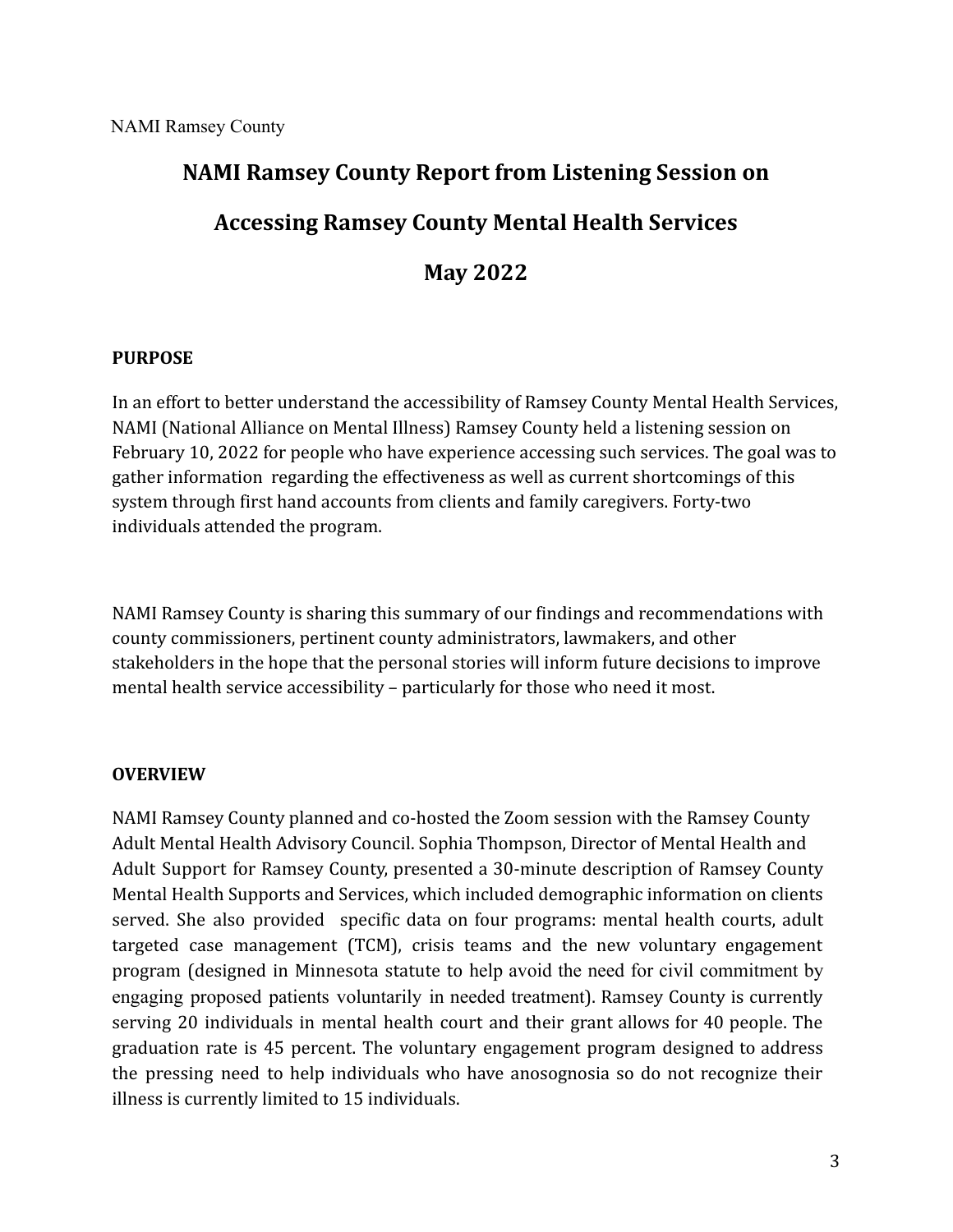# NAMI Ramsey County Report from Listening Session on

# Accessing Ramsey County Mental Health Services

# May 2022

**PURPOSE**

In an effort to better understand the accessibility of Ramsey County Mental Health Services, NAMI (National Alliance on Mental Illness) Ramsey County held a listening session on February 10, 2022 for people who have experience accessing such services. The goal was to gather information regarding the effectiveness as well as current shortcomings of this system through first hand accounts from clients and family caregivers. Forty-two individuals attended the program.

NAMI Ramsey County is sharing this summary of our findings and recommendations with county commissioners, pertinent county administrators, lawmakers, and other stakeholders in the hope that the personal stories will inform future decisions to improve mental health service accessibility – particularly for those who need it most.

**OVERVIEW**

NAMI Ramsey County planned and co-hosted the Zoom session with the Ramsey County Adult Mental Health Advisory Council. Sophia Thompson, Director of Mental Health and Adult Support for Ramsey County, presented a 30-minute description of Ramsey County Mental Health Supports and Services, which included demographic information on clients served. She also provided specific data on four programs: mental health courts, adult targeted case management (TCM), crisis teams and the new voluntary engagement program (designed in Minnesota statute to help avoid the need for civil commitment by engaging proposed patients voluntarily in needed treatment). Ramsey County is currently serving 20 individuals in mental health court and their grant allows for 40 people. The graduation rate is 45 percent. The voluntary engagement program designed to address the pressing need to help individuals who have anosognosia so do not recognize their illness is currently limited to 15 individuals.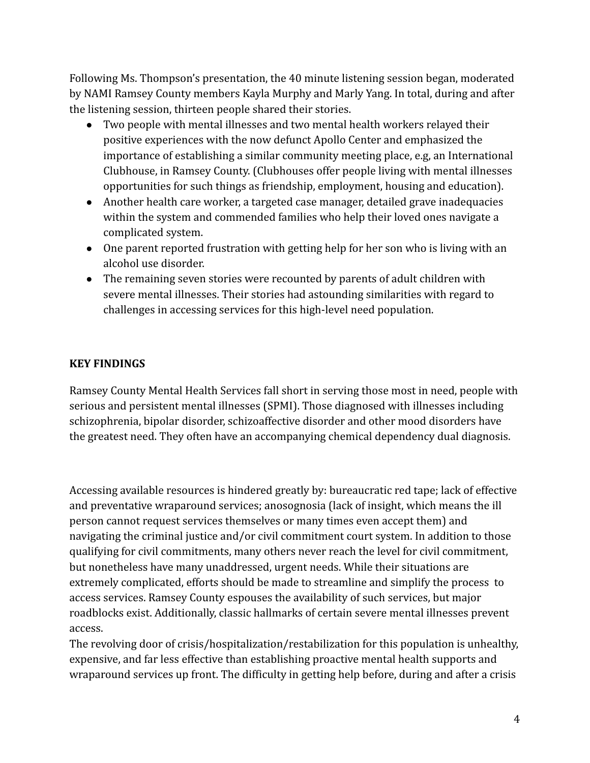Following Ms. Thompson's presentation, the 40 minute listening session began, moderated by NAMI Ramsey County members Kayla Murphy and Marly Yang. In total, during and after the listening session, thirteen people shared their stories.

- Two people with mental illnesses and two mental health workers relayed their positive experiences with the now defunct Apollo Center and emphasized the importance of establishing a similar community meeting place, e.g, an International Clubhouse, in Ramsey County. (Clubhouses offer people living with mental illnesses opportunities for such things as friendship, employment, housing and education).
- Another health care worker, a targeted case manager, detailed grave inadequacies within the system and commended families who help their loved ones navigate a complicated system.
- One parent reported frustration with getting help for her son who is living with an alcohol use disorder.
- The remaining seven stories were recounted by parents of adult children with severe mental illnesses. Their stories had astounding similarities with regard to challenges in accessing services for this high-level need population.

**KEY FINDINGS**

Ramsey County Mental Health Services fall short in serving those most in need, people with serious and persistent mental illnesses (SPMI). Those diagnosed with illnesses including schizophrenia, bipolar disorder, schizoaffective disorder and other mood disorders have the greatest need. They often have an accompanying chemical dependency dual diagnosis.

Accessing available resources is hindered greatly by: bureaucratic red tape; lack of effective and preventative wraparound services; anosognosia (lack of insight, which means the ill person cannot request services themselves or many times even accept them) and navigating the criminal justice and/or civil commitment court system. In addition to those qualifying for civil commitments, many others never reach the level for civil commitment, but nonetheless have many unaddressed, urgent needs. While their situations are extremely complicated, efforts should be made to streamline and simplify the process to access services. Ramsey County espouses the availability of such services, but major roadblocks exist. Additionally, classic hallmarks of certain severe mental illnesses prevent access.

The revolving door of crisis/hospitalization/restabilization for this population is unhealthy, expensive, and far less effective than establishing proactive mental health supports and wraparound services up front. The difficulty in getting help before, during and after a crisis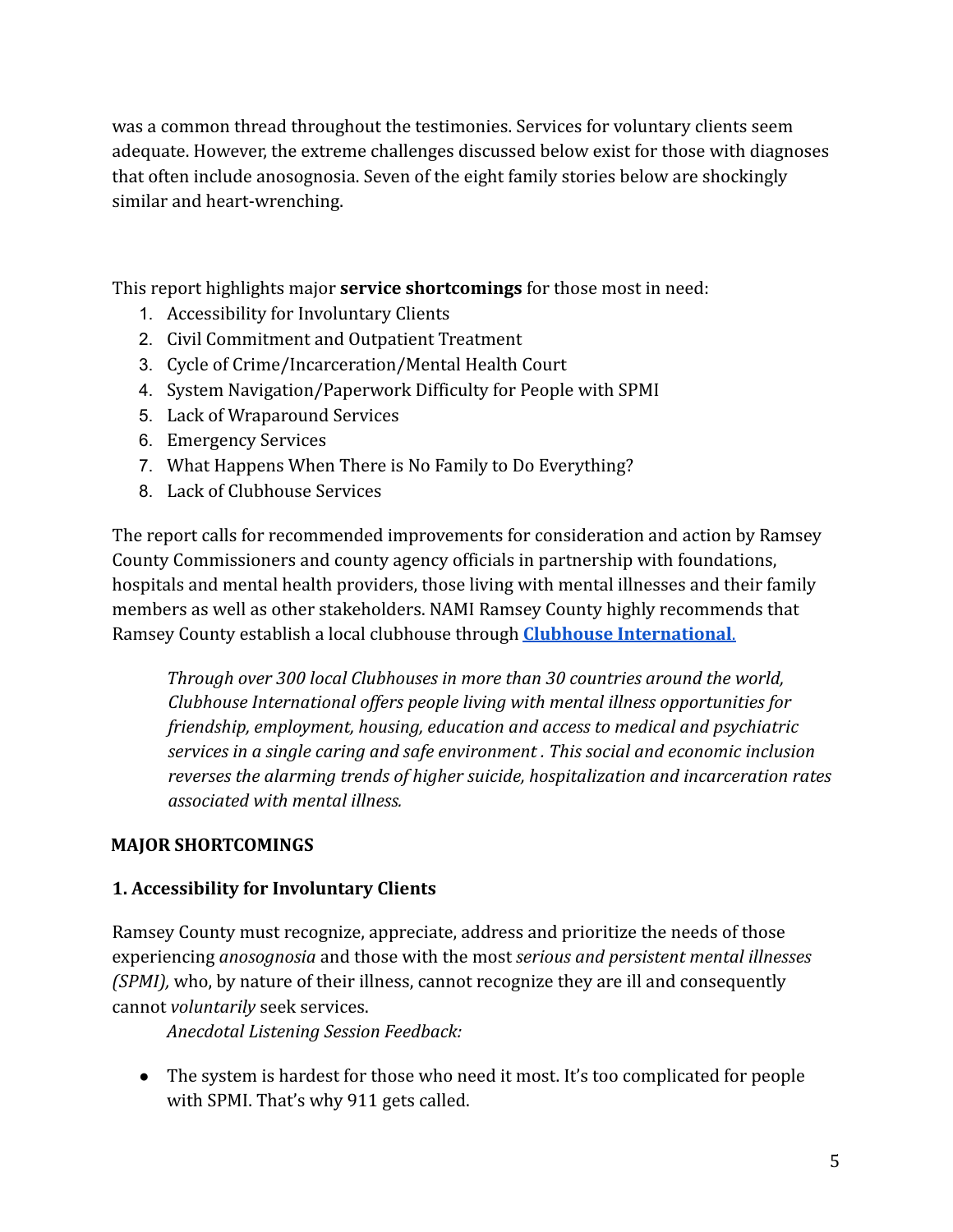was a common thread throughout the testimonies. Services for voluntary clients seem adequate. However, the extreme challenges discussed below exist for those with diagnoses that often include anosognosia. Seven of the eight family stories below are shockingly similar and heart-wrenching.

This report highlights major **service shortcomings** for those most in need:

1. Accessibility for Involuntary Clients
2. Civil Commitment and Outpatient Treatment
3. Cycle of Crime/Incarceration/Mental Health Court
4. System Navigation/Paperwork Difficulty for People with SPMI
5. Lack of Wraparound Services
6. Emergency Services
7. What Happens When There is No Family to Do Everything?
8. Lack of Clubhouse Services

The report calls for recommended improvements for consideration and action by Ramsey County Commissioners and county agency officials in partnership with foundations, hospitals and mental health providers, those living with mental illnesses and their family members as well as other stakeholders. NAMI Ramsey County highly recommends that Ramsey County establish a local clubhouse through **Clubhouse International.**

> *Through over 300 local Clubhouses in more than 30 countries around the world, Clubhouse International offers people living with mental illness opportunities for friendship, employment, housing, education and access to medical and psychiatric services in a single caring and safe environment . This social and economic inclusion reverses the alarming trends of higher suicide, hospitalization and incarceration rates associated with mental illness.*

## MAJOR SHORTCOMINGS

### 1. Accessibility for Involuntary Clients

Ramsey County must recognize, appreciate, address and prioritize the needs of those experiencing *anosognosia* and those with the most *serious and persistent mental illnesses (SPMI),* who, by nature of their illness, cannot recognize they are ill and consequently cannot *voluntarily* seek services.

*Anecdotal Listening Session Feedback:*

- The system is hardest for those who need it most. It's too complicated for people with SPMI. That's why 911 gets called.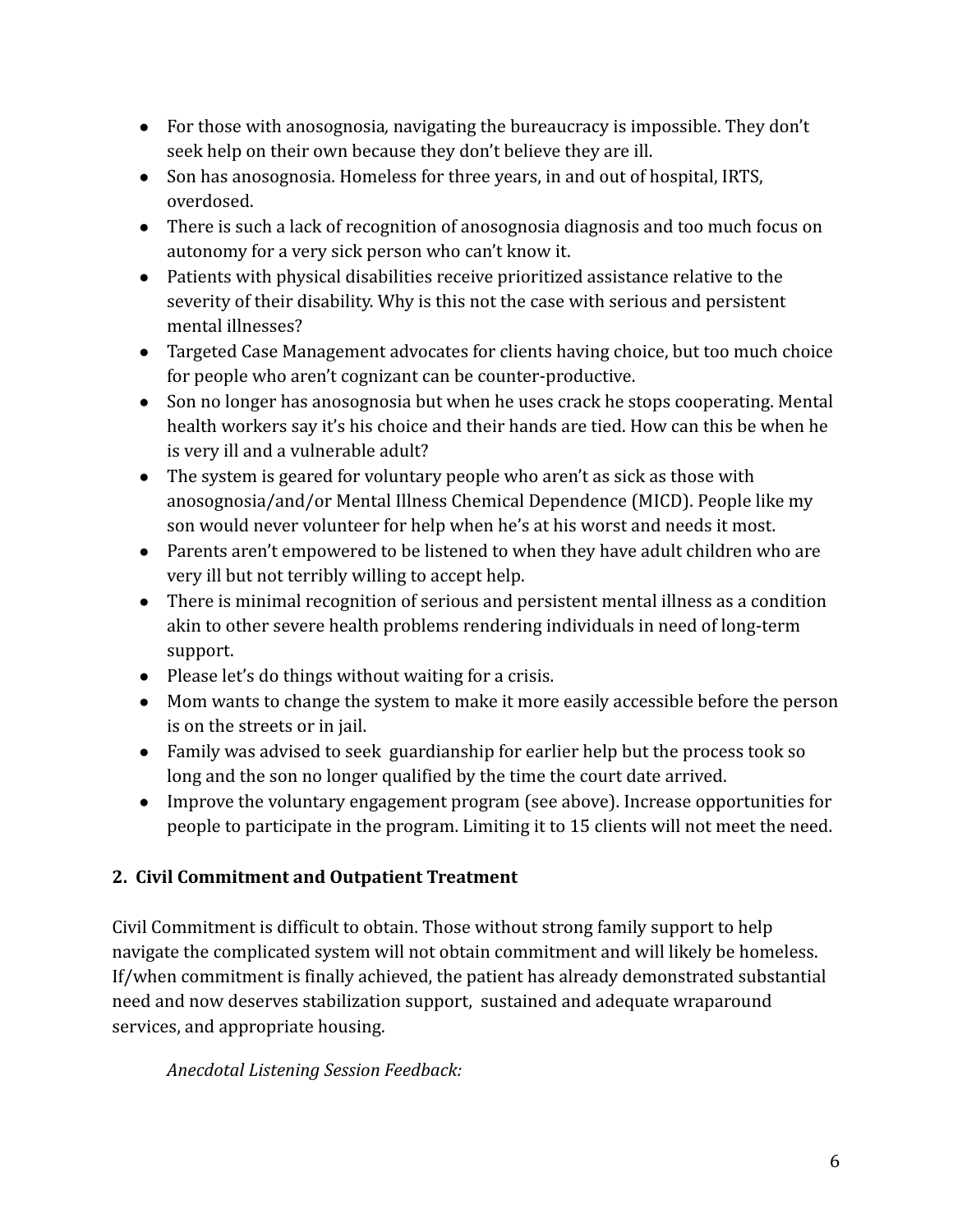- For those with anosognosia*,* navigating the bureaucracy is impossible. They don't seek help on their own because they don't believe they are ill.
- Son has anosognosia. Homeless for three years, in and out of hospital, IRTS, overdosed.
- There is such a lack of recognition of anosognosia diagnosis and too much focus on autonomy for a very sick person who can't know it.
- Patients with physical disabilities receive prioritized assistance relative to the severity of their disability. Why is this not the case with serious and persistent mental illnesses?
- Targeted Case Management advocates for clients having choice, but too much choice for people who aren't cognizant can be counter-productive.
- Son no longer has anosognosia but when he uses crack he stops cooperating. Mental health workers say it's his choice and their hands are tied. How can this be when he is very ill and a vulnerable adult?
- The system is geared for voluntary people who aren't as sick as those with anosognosia/and/or Mental Illness Chemical Dependence (MICD). People like my son would never volunteer for help when he's at his worst and needs it most.
- Parents aren't empowered to be listened to when they have adult children who are very ill but not terribly willing to accept help.
- There is minimal recognition of serious and persistent mental illness as a condition akin to other severe health problems rendering individuals in need of long-term support.
- Please let's do things without waiting for a crisis.
- Mom wants to change the system to make it more easily accessible before the person is on the streets or in jail.
- Family was advised to seek guardianship for earlier help but the process took so long and the son no longer qualified by the time the court date arrived.
- Improve the voluntary engagement program (see above). Increase opportunities for people to participate in the program. Limiting it to 15 clients will not meet the need.

## 2. Civil Commitment and Outpatient Treatment

Civil Commitment is difficult to obtain. Those without strong family support to help navigate the complicated system will not obtain commitment and will likely be homeless. If/when commitment is finally achieved, the patient has already demonstrated substantial need and now deserves stabilization support, sustained and adequate wraparound services, and appropriate housing.

*Anecdotal Listening Session Feedback:*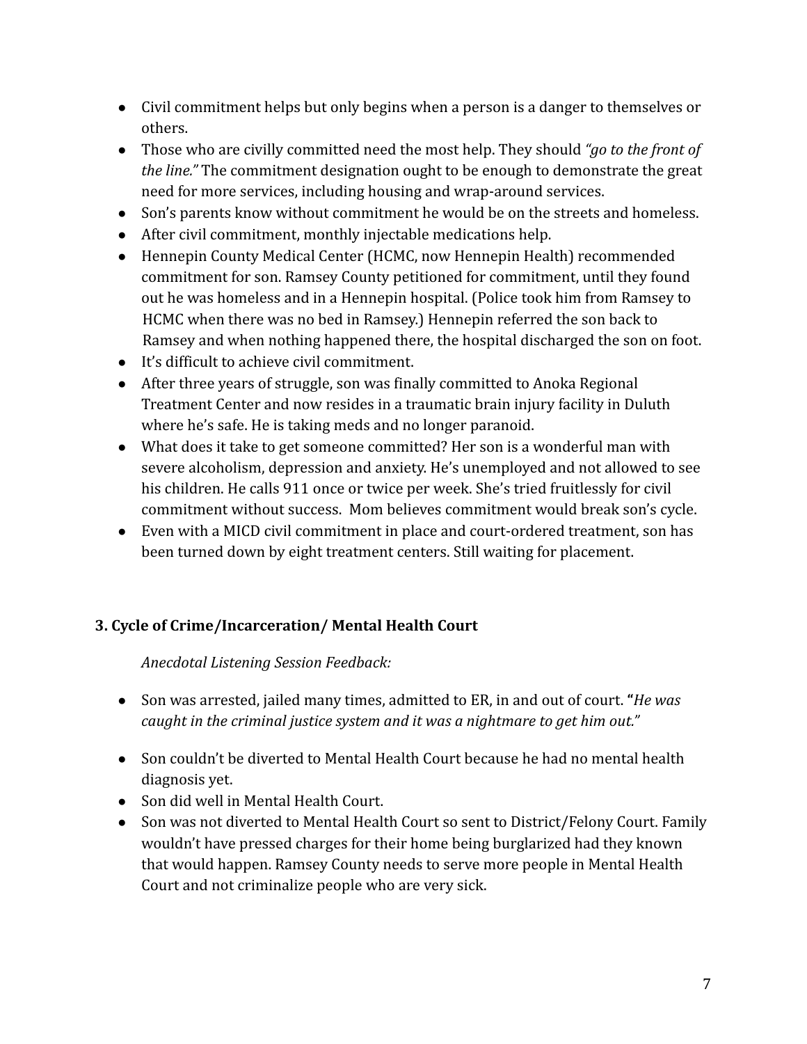- Civil commitment helps but only begins when a person is a danger to themselves or others.
- Those who are civilly committed need the most help. They should *"go to the front of the line."* The commitment designation ought to be enough to demonstrate the great need for more services, including housing and wrap-around services.
- Son's parents know without commitment he would be on the streets and homeless.
- After civil commitment, monthly injectable medications help.
- Hennepin County Medical Center (HCMC, now Hennepin Health) recommended commitment for son. Ramsey County petitioned for commitment, until they found out he was homeless and in a Hennepin hospital. (Police took him from Ramsey to HCMC when there was no bed in Ramsey.) Hennepin referred the son back to Ramsey and when nothing happened there, the hospital discharged the son on foot.
- It's difficult to achieve civil commitment.
- After three years of struggle, son was finally committed to Anoka Regional Treatment Center and now resides in a traumatic brain injury facility in Duluth where he's safe. He is taking meds and no longer paranoid.
- What does it take to get someone committed? Her son is a wonderful man with severe alcoholism, depression and anxiety. He's unemployed and not allowed to see his children. He calls 911 once or twice per week. She's tried fruitlessly for civil commitment without success. Mom believes commitment would break son's cycle.
- Even with a MICD civil commitment in place and court-ordered treatment, son has been turned down by eight treatment centers. Still waiting for placement.

### 3. Cycle of Crime/Incarceration/ Mental Health Court

*Anecdotal Listening Session Feedback:*

- Son was arrested, jailed many times, admitted to ER, in and out of court. **"***He was caught in the criminal justice system and it was a nightmare to get him out."*
- Son couldn't be diverted to Mental Health Court because he had no mental health diagnosis yet.
- Son did well in Mental Health Court.
- Son was not diverted to Mental Health Court so sent to District/Felony Court. Family wouldn't have pressed charges for their home being burglarized had they known that would happen. Ramsey County needs to serve more people in Mental Health Court and not criminalize people who are very sick.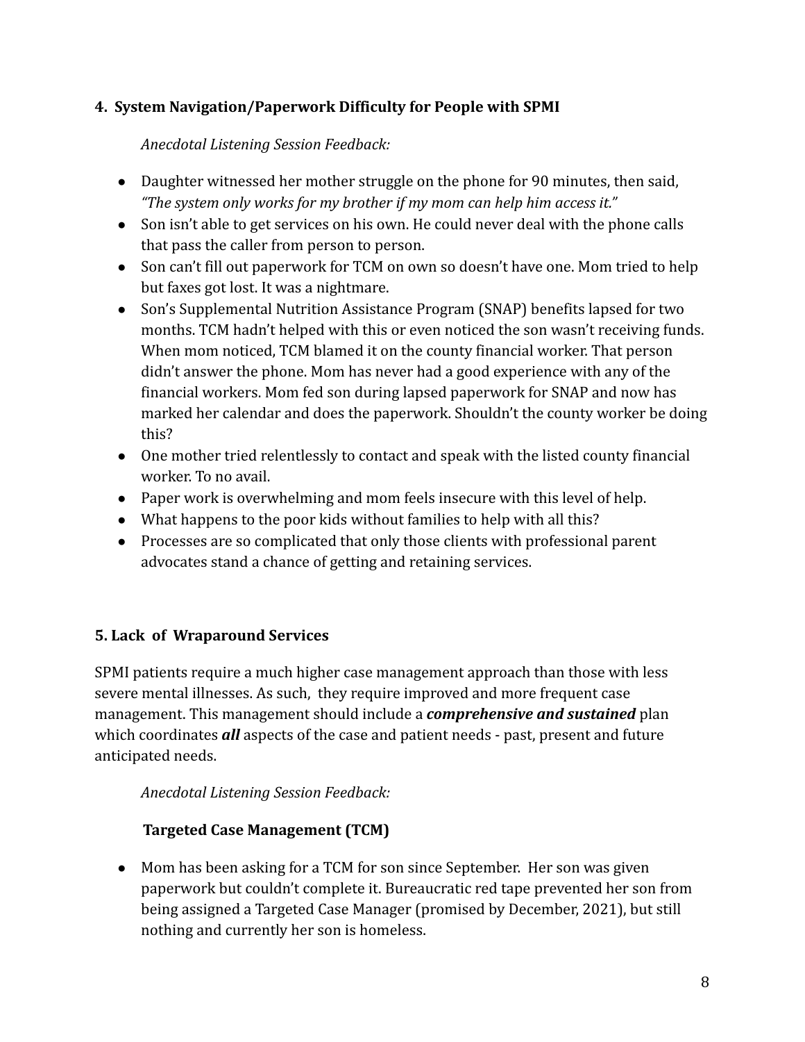### 4. System Navigation/Paperwork Difficulty for People with SPMI

*Anecdotal Listening Session Feedback:*

- Daughter witnessed her mother struggle on the phone for 90 minutes, then said, *"The system only works for my brother if my mom can help him access it."*
- Son isn't able to get services on his own. He could never deal with the phone calls that pass the caller from person to person.
- Son can't fill out paperwork for TCM on own so doesn't have one. Mom tried to help but faxes got lost. It was a nightmare.
- Son's Supplemental Nutrition Assistance Program (SNAP) benefits lapsed for two months. TCM hadn't helped with this or even noticed the son wasn't receiving funds. When mom noticed, TCM blamed it on the county financial worker. That person didn't answer the phone. Mom has never had a good experience with any of the financial workers. Mom fed son during lapsed paperwork for SNAP and now has marked her calendar and does the paperwork. Shouldn't the county worker be doing this?
- One mother tried relentlessly to contact and speak with the listed county financial worker. To no avail.
- Paper work is overwhelming and mom feels insecure with this level of help.
- What happens to the poor kids without families to help with all this?
- Processes are so complicated that only those clients with professional parent advocates stand a chance of getting and retaining services.

### 5. Lack of Wraparound Services

SPMI patients require a much higher case management approach than those with less severe mental illnesses. As such, they require improved and more frequent case management. This management should include a ***comprehensive and sustained*** plan which coordinates ***all*** aspects of the case and patient needs - past, present and future anticipated needs.

*Anecdotal Listening Session Feedback:*

**Targeted Case Management (TCM)**

- Mom has been asking for a TCM for son since September. Her son was given paperwork but couldn't complete it. Bureaucratic red tape prevented her son from being assigned a Targeted Case Manager (promised by December, 2021), but still nothing and currently her son is homeless.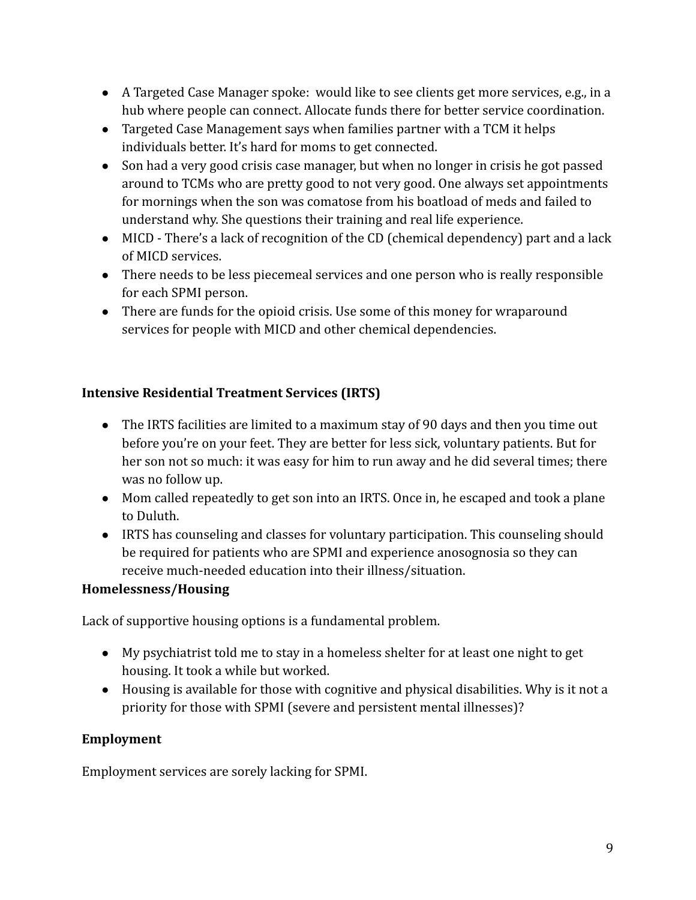- A Targeted Case Manager spoke: would like to see clients get more services, e.g., in a hub where people can connect. Allocate funds there for better service coordination.
- Targeted Case Management says when families partner with a TCM it helps individuals better. It's hard for moms to get connected.
- Son had a very good crisis case manager, but when no longer in crisis he got passed around to TCMs who are pretty good to not very good. One always set appointments for mornings when the son was comatose from his boatload of meds and failed to understand why. She questions their training and real life experience.
- MICD - There's a lack of recognition of the CD (chemical dependency) part and a lack of MICD services.
- There needs to be less piecemeal services and one person who is really responsible for each SPMI person.
- There are funds for the opioid crisis. Use some of this money for wraparound services for people with MICD and other chemical dependencies.

**Intensive Residential Treatment Services (IRTS)**

- The IRTS facilities are limited to a maximum stay of 90 days and then you time out before you're on your feet. They are better for less sick, voluntary patients. But for her son not so much: it was easy for him to run away and he did several times; there was no follow up.
- Mom called repeatedly to get son into an IRTS. Once in, he escaped and took a plane to Duluth.
- IRTS has counseling and classes for voluntary participation. This counseling should be required for patients who are SPMI and experience anosognosia so they can receive much-needed education into their illness/situation.

**Homelessness/Housing**

Lack of supportive housing options is a fundamental problem.

- My psychiatrist told me to stay in a homeless shelter for at least one night to get housing. It took a while but worked.
- Housing is available for those with cognitive and physical disabilities. Why is it not a priority for those with SPMI (severe and persistent mental illnesses)?

**Employment**

Employment services are sorely lacking for SPMI.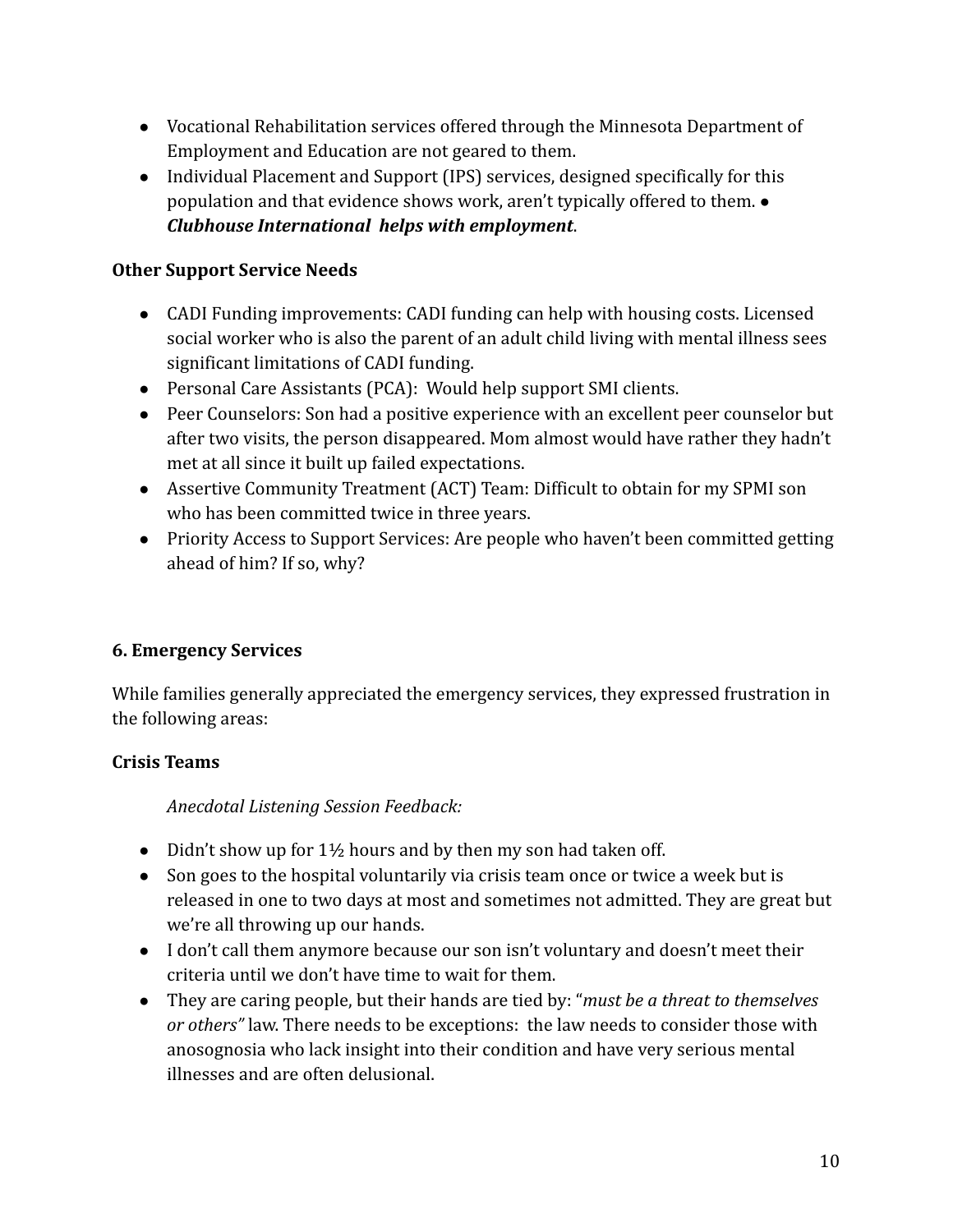- Vocational Rehabilitation services offered through the Minnesota Department of Employment and Education are not geared to them.
- Individual Placement and Support (IPS) services, designed specifically for this population and that evidence shows work, aren't typically offered to them. ● ***Clubhouse International helps with employment***.

**Other Support Service Needs**

- CADI Funding improvements: CADI funding can help with housing costs. Licensed social worker who is also the parent of an adult child living with mental illness sees significant limitations of CADI funding.
- Personal Care Assistants (PCA): Would help support SMI clients.
- Peer Counselors: Son had a positive experience with an excellent peer counselor but after two visits, the person disappeared. Mom almost would have rather they hadn't met at all since it built up failed expectations.
- Assertive Community Treatment (ACT) Team: Difficult to obtain for my SPMI son who has been committed twice in three years.
- Priority Access to Support Services: Are people who haven't been committed getting ahead of him? If so, why?

**6. Emergency Services**

While families generally appreciated the emergency services, they expressed frustration in the following areas:

**Crisis Teams**

*Anecdotal Listening Session Feedback:*

- Didn't show up for 1½ hours and by then my son had taken off.
- Son goes to the hospital voluntarily via crisis team once or twice a week but is released in one to two days at most and sometimes not admitted. They are great but we're all throwing up our hands.
- I don't call them anymore because our son isn't voluntary and doesn't meet their criteria until we don't have time to wait for them.
- They are caring people, but their hands are tied by: "*must be a threat to themselves or others"* law. There needs to be exceptions: the law needs to consider those with anosognosia who lack insight into their condition and have very serious mental illnesses and are often delusional.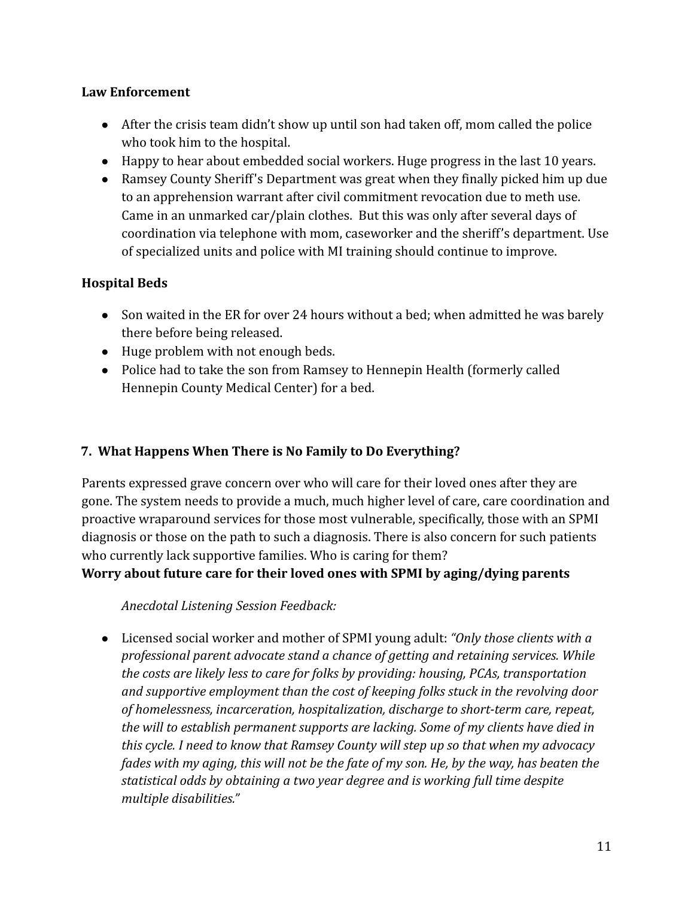**Law Enforcement**

- After the crisis team didn't show up until son had taken off, mom called the police who took him to the hospital.
- Happy to hear about embedded social workers. Huge progress in the last 10 years.
- Ramsey County Sheriff's Department was great when they finally picked him up due to an apprehension warrant after civil commitment revocation due to meth use. Came in an unmarked car/plain clothes. But this was only after several days of coordination via telephone with mom, caseworker and the sheriff's department. Use of specialized units and police with MI training should continue to improve.

**Hospital Beds**

- Son waited in the ER for over 24 hours without a bed; when admitted he was barely there before being released.
- Huge problem with not enough beds.
- Police had to take the son from Ramsey to Hennepin Health (formerly called Hennepin County Medical Center) for a bed.

### 7. What Happens When There is No Family to Do Everything?

Parents expressed grave concern over who will care for their loved ones after they are gone. The system needs to provide a much, much higher level of care, care coordination and proactive wraparound services for those most vulnerable, specifically, those with an SPMI diagnosis or those on the path to such a diagnosis. There is also concern for such patients who currently lack supportive families. Who is caring for them?

**Worry about future care for their loved ones with SPMI by aging/dying parents**

*Anecdotal Listening Session Feedback:*

- Licensed social worker and mother of SPMI young adult: *"Only those clients with a professional parent advocate stand a chance of getting and retaining services. While the costs are likely less to care for folks by providing: housing, PCAs, transportation and supportive employment than the cost of keeping folks stuck in the revolving door of homelessness, incarceration, hospitalization, discharge to short-term care, repeat, the will to establish permanent supports are lacking. Some of my clients have died in this cycle. I need to know that Ramsey County will step up so that when my advocacy fades with my aging, this will not be the fate of my son. He, by the way, has beaten the statistical odds by obtaining a two year degree and is working full time despite multiple disabilities."*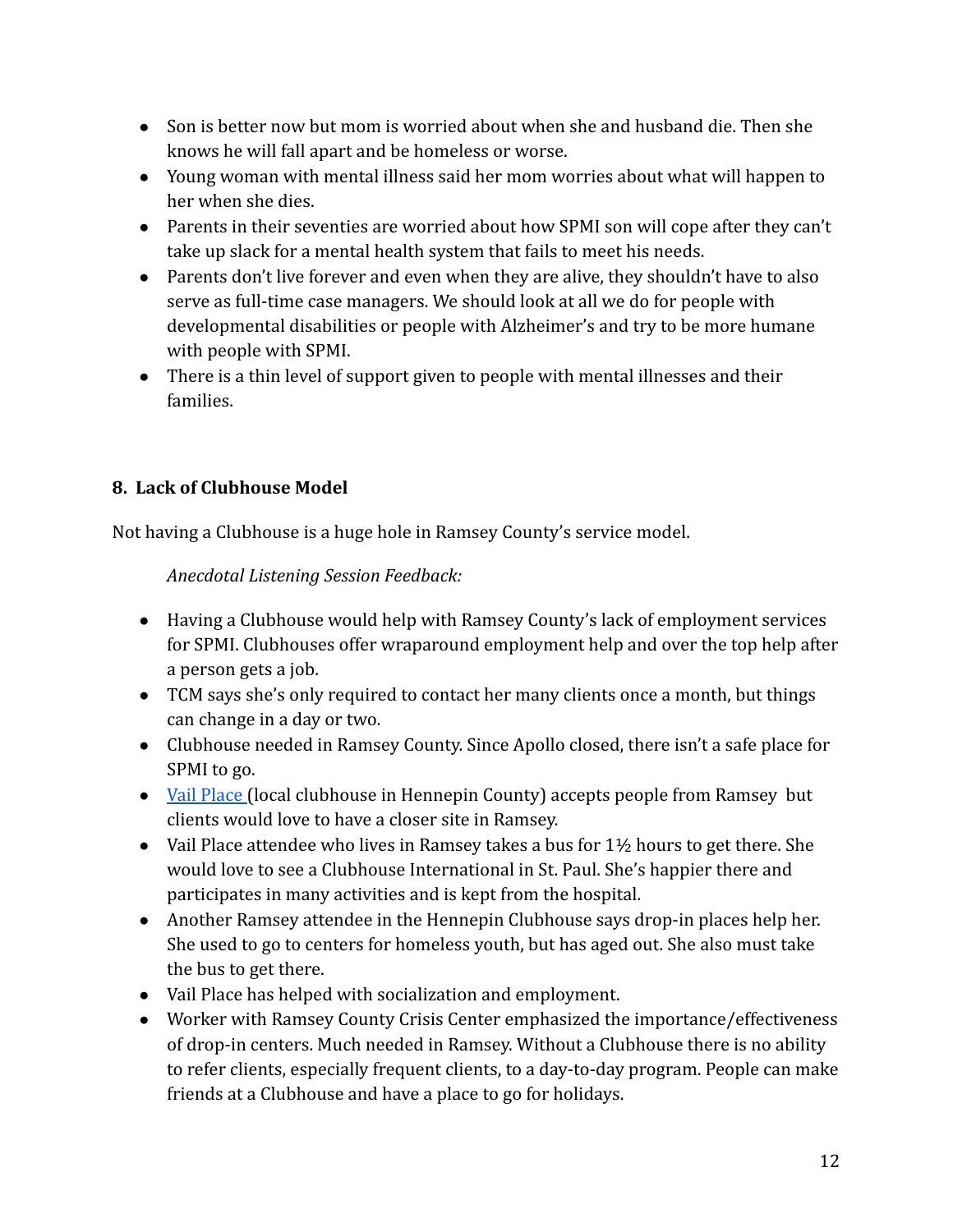- Son is better now but mom is worried about when she and husband die. Then she knows he will fall apart and be homeless or worse.
- Young woman with mental illness said her mom worries about what will happen to her when she dies.
- Parents in their seventies are worried about how SPMI son will cope after they can't take up slack for a mental health system that fails to meet his needs.
- Parents don't live forever and even when they are alive, they shouldn't have to also serve as full-time case managers. We should look at all we do for people with developmental disabilities or people with Alzheimer's and try to be more humane with people with SPMI.
- There is a thin level of support given to people with mental illnesses and their families.

### 8. Lack of Clubhouse Model

Not having a Clubhouse is a huge hole in Ramsey County's service model.

*Anecdotal Listening Session Feedback:*

- Having a Clubhouse would help with Ramsey County's lack of employment services for SPMI. Clubhouses offer wraparound employment help and over the top help after a person gets a job.
- TCM says she's only required to contact her many clients once a month, but things can change in a day or two.
- Clubhouse needed in Ramsey County. Since Apollo closed, there isn't a safe place for SPMI to go.
- Vail Place (local clubhouse in Hennepin County) accepts people from Ramsey but clients would love to have a closer site in Ramsey.
- Vail Place attendee who lives in Ramsey takes a bus for 1½ hours to get there. She would love to see a Clubhouse International in St. Paul. She's happier there and participates in many activities and is kept from the hospital.
- Another Ramsey attendee in the Hennepin Clubhouse says drop-in places help her. She used to go to centers for homeless youth, but has aged out. She also must take the bus to get there.
- Vail Place has helped with socialization and employment.
- Worker with Ramsey County Crisis Center emphasized the importance/effectiveness of drop-in centers. Much needed in Ramsey. Without a Clubhouse there is no ability to refer clients, especially frequent clients, to a day-to-day program. People can make friends at a Clubhouse and have a place to go for holidays.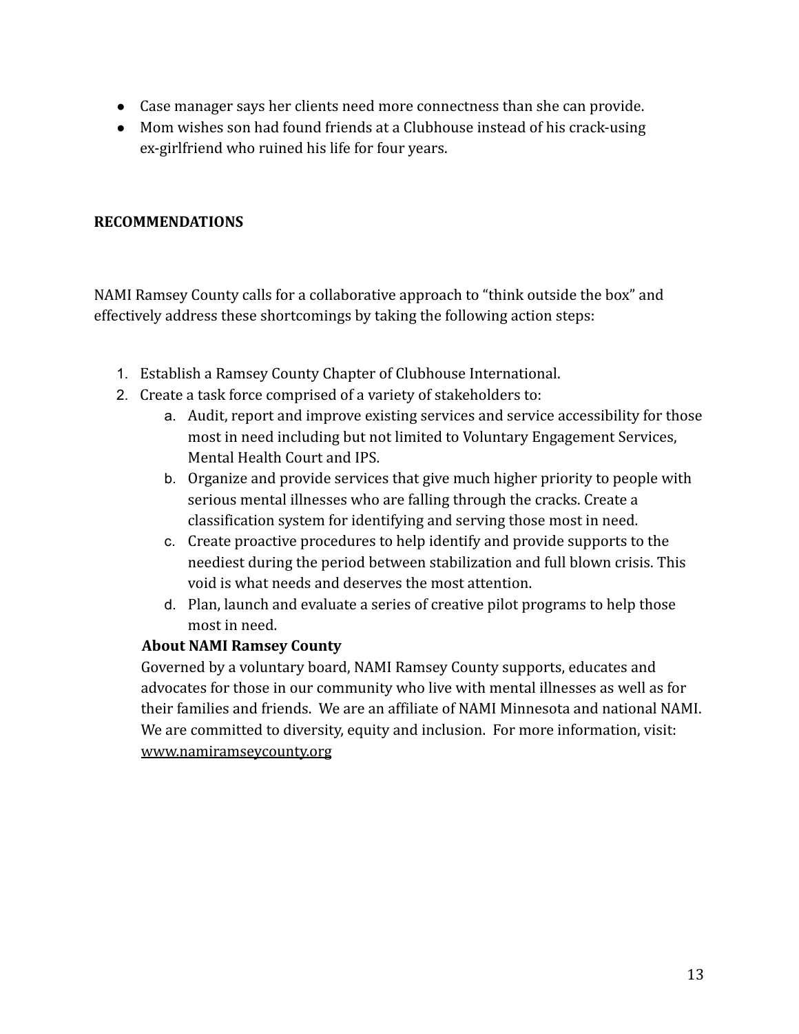- Case manager says her clients need more connectness than she can provide.
- Mom wishes son had found friends at a Clubhouse instead of his crack-using ex-girlfriend who ruined his life for four years.

**RECOMMENDATIONS**

NAMI Ramsey County calls for a collaborative approach to "think outside the box" and effectively address these shortcomings by taking the following action steps:

1. Establish a Ramsey County Chapter of Clubhouse International.
2. Create a task force comprised of a variety of stakeholders to:
   a. Audit, report and improve existing services and service accessibility for those most in need including but not limited to Voluntary Engagement Services, Mental Health Court and IPS.
   b. Organize and provide services that give much higher priority to people with serious mental illnesses who are falling through the cracks. Create a classification system for identifying and serving those most in need.
   c. Create proactive procedures to help identify and provide supports to the neediest during the period between stabilization and full blown crisis. This void is what needs and deserves the most attention.
   d. Plan, launch and evaluate a series of creative pilot programs to help those most in need.

**About NAMI Ramsey County**

Governed by a voluntary board, NAMI Ramsey County supports, educates and advocates for those in our community who live with mental illnesses as well as for their families and friends. We are an affiliate of NAMI Minnesota and national NAMI. We are committed to diversity, equity and inclusion. For more information, visit: www.namiramseycounty.org